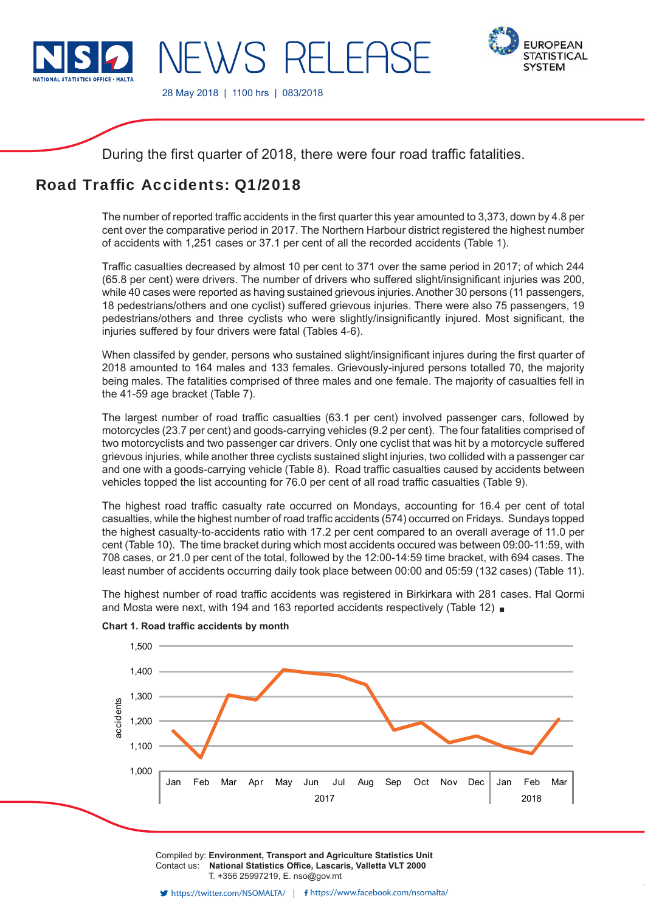NSO NATIONAL STATISTICS OFFICE · MALTA

# NEWS RELEASE

28 May 2018 | 1100 hrs | 083/2018

EUROPEAN STATISTICAL SYSTEM

During the first quarter of 2018, there were four road traffic fatalities.

## Road Traffic Accidents: Q1/2018

The number of reported traffic accidents in the first quarter this year amounted to 3,373, down by 4.8 per cent over the comparative period in 2017. The Northern Harbour district registered the highest number of accidents with 1,251 cases or 37.1 per cent of all the recorded accidents (Table 1).

Traffic casualties decreased by almost 10 per cent to 371 over the same period in 2017; of which 244 (65.8 per cent) were drivers. The number of drivers who suffered slight/insignificant injuries was 200, while 40 cases were reported as having sustained grievous injuries. Another 30 persons (11 passengers, 18 pedestrians/others and one cyclist) suffered grievous injuries. There were also 75 passengers, 19 pedestrians/others and three cyclists who were slightly/insignificantly injured. Most significant, the injuries suffered by four drivers were fatal (Tables 4-6).

When classifed by gender, persons who sustained slight/insignificant injures during the first quarter of 2018 amounted to 164 males and 133 females. Grievously-injured persons totalled 70, the majority being males. The fatalities comprised of three males and one female. The majority of casualties fell in the 41-59 age bracket (Table 7).

The largest number of road traffic casualties (63.1 per cent) involved passenger cars, followed by motorcycles (23.7 per cent) and goods-carrying vehicles (9.2 per cent). The four fatalities comprised of two motorcyclists and two passenger car drivers. Only one cyclist that was hit by a motorcycle suffered grievous injuries, while another three cyclists sustained slight injuries, two collided with a passenger car and one with a goods-carrying vehicle (Table 8). Road traffic casualties caused by accidents between vehicles topped the list accounting for 76.0 per cent of all road traffic casualties (Table 9).

The highest road traffic casualty rate occurred on Mondays, accounting for 16.4 per cent of total casualties, while the highest number of road traffic accidents (574) occurred on Fridays. Sundays topped the highest casualty-to-accidents ratio with 17.2 per cent compared to an overall average of 11.0 per cent (Table 10). The time bracket during which most accidents occured was between 09:00-11:59, with 708 cases, or 21.0 per cent of the total, followed by the 12:00-14:59 time bracket, with 694 cases. The least number of accidents occurring daily took place between 00:00 and 05:59 (132 cases) (Table 11).

The highest number of road traffic accidents was registered in Birkirkara with 281 cases. Ħal Qormi and Mosta were next, with 194 and 163 reported accidents respectively (Table 12) ■

**Chart 1. Road traffic accidents by month**

Compiled by: **Environment, Transport and Agriculture Statistics Unit**
Contact us: **National Statistics Office, Lascaris, Valletta VLT 2000**
T. +356 25997219, E. nso@gov.mt

https://twitter.com/NSOMALTA/ | https://www.facebook.com/nsomalta/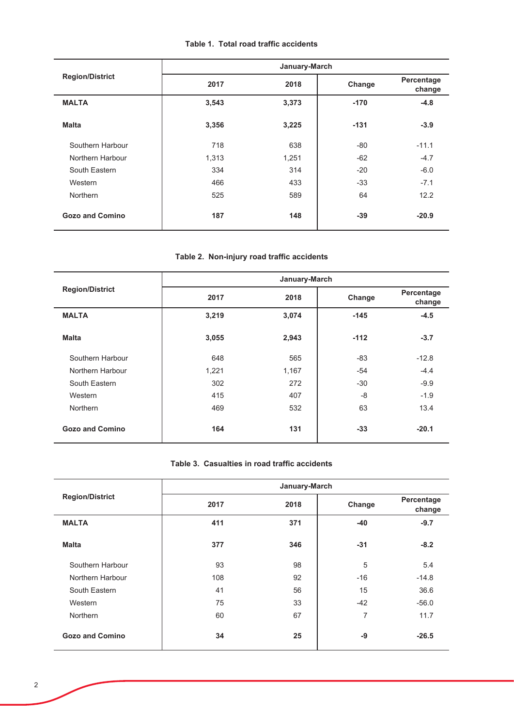**Table 1. Total road traffic accidents**

| Region/District | January-March | | | |
|---|---|---|---|---|
| | 2017 | 2018 | Change | Percentage change |
| **MALTA** | **3,543** | **3,373** | **-170** | **-4.8** |
| **Malta** | **3,356** | **3,225** | **-131** | **-3.9** |
| Southern Harbour | 718 | 638 | -80 | -11.1 |
| Northern Harbour | 1,313 | 1,251 | -62 | -4.7 |
| South Eastern | 334 | 314 | -20 | -6.0 |
| Western | 466 | 433 | -33 | -7.1 |
| Northern | 525 | 589 | 64 | 12.2 |
| **Gozo and Comino** | **187** | **148** | **-39** | **-20.9** |

**Table 2. Non-injury road traffic accidents**

| Region/District | January-March | | | |
|---|---|---|---|---|
| | 2017 | 2018 | Change | Percentage change |
| **MALTA** | **3,219** | **3,074** | **-145** | **-4.5** |
| **Malta** | **3,055** | **2,943** | **-112** | **-3.7** |
| Southern Harbour | 648 | 565 | -83 | -12.8 |
| Northern Harbour | 1,221 | 1,167 | -54 | -4.4 |
| South Eastern | 302 | 272 | -30 | -9.9 |
| Western | 415 | 407 | -8 | -1.9 |
| Northern | 469 | 532 | 63 | 13.4 |
| **Gozo and Comino** | **164** | **131** | **-33** | **-20.1** |

**Table 3. Casualties in road traffic accidents**

| Region/District | January-March | | | |
|---|---|---|---|---|
| | 2017 | 2018 | Change | Percentage change |
| **MALTA** | **411** | **371** | **-40** | **-9.7** |
| **Malta** | **377** | **346** | **-31** | **-8.2** |
| Southern Harbour | 93 | 98 | 5 | 5.4 |
| Northern Harbour | 108 | 92 | -16 | -14.8 |
| South Eastern | 41 | 56 | 15 | 36.6 |
| Western | 75 | 33 | -42 | -56.0 |
| Northern | 60 | 67 | 7 | 11.7 |
| **Gozo and Comino** | **34** | **25** | **-9** | **-26.5** |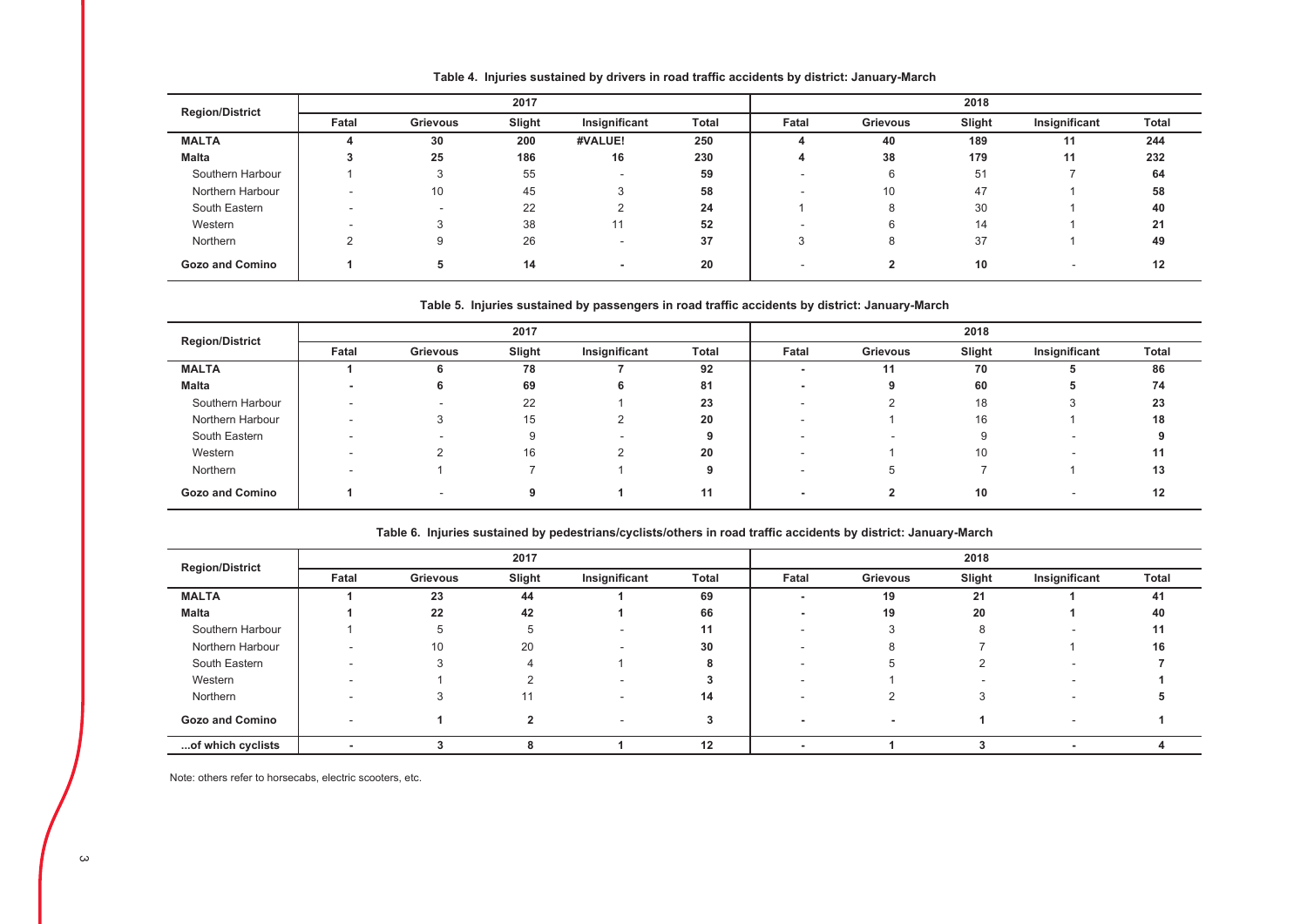**Table 4. Injuries sustained by drivers in road traffic accidents by district: January-March**

| Region/District | 2017 | | | | | 2018 | | | | |
|---|---|---|---|---|---|---|---|---|---|---|
| | Fatal | Grievous | Slight | Insignificant | Total | Fatal | Grievous | Slight | Insignificant | Total |
| **MALTA** | **4** | **30** | **200** | **#VALUE!** | **250** | **4** | **40** | **189** | **11** | **244** |
| **Malta** | **3** | **25** | **186** | **16** | **230** | **4** | **38** | **179** | **11** | **232** |
| Southern Harbour | 1 | 3 | 55 | - | **59** | - | 6 | 51 | 7 | **64** |
| Northern Harbour | - | 10 | 45 | 3 | **58** | - | 10 | 47 | 1 | **58** |
| South Eastern | - | - | 22 | 2 | **24** | 1 | 8 | 30 | 1 | **40** |
| Western | - | 3 | 38 | 11 | **52** | - | 6 | 14 | 1 | **21** |
| Northern | 2 | 9 | 26 | - | **37** | 3 | 8 | 37 | 1 | **49** |
| **Gozo and Comino** | **1** | **5** | **14** | **-** | **20** | - | **2** | **10** | - | **12** |

**Table 5. Injuries sustained by passengers in road traffic accidents by district: January-March**

| Region/District | 2017 | | | | | 2018 | | | | |
|---|---|---|---|---|---|---|---|---|---|---|
| | Fatal | Grievous | Slight | Insignificant | Total | Fatal | Grievous | Slight | Insignificant | Total |
| **MALTA** | **1** | **6** | **78** | **7** | **92** | **-** | **11** | **70** | **5** | **86** |
| **Malta** | **-** | **6** | **69** | **6** | **81** | **-** | **9** | **60** | **5** | **74** |
| Southern Harbour | - | - | 22 | 1 | **23** | - | 2 | 18 | 3 | **23** |
| Northern Harbour | - | 3 | 15 | 2 | **20** | - | 1 | 16 | 1 | **18** |
| South Eastern | - | - | 9 | - | **9** | - | - | 9 | - | **9** |
| Western | - | 2 | 16 | 2 | **20** | - | 1 | 10 | - | **11** |
| Northern | - | 1 | 7 | 1 | **9** | - | 5 | 7 | 1 | **13** |
| **Gozo and Comino** | **1** | - | **9** | **1** | **11** | **-** | **2** | **10** | - | **12** |

**Table 6. Injuries sustained by pedestrians/cyclists/others in road traffic accidents by district: January-March**

| Region/District | 2017 | | | | | 2018 | | | | |
|---|---|---|---|---|---|---|---|---|---|---|
| | Fatal | Grievous | Slight | Insignificant | Total | Fatal | Grievous | Slight | Insignificant | Total |
| **MALTA** | **1** | **23** | **44** | **1** | **69** | **-** | **19** | **21** | **1** | **41** |
| **Malta** | **1** | **22** | **42** | **1** | **66** | **-** | **19** | **20** | **1** | **40** |
| Southern Harbour | 1 | 5 | 5 | - | **11** | - | 3 | 8 | - | **11** |
| Northern Harbour | - | 10 | 20 | - | **30** | - | 8 | 7 | 1 | **16** |
| South Eastern | - | 3 | 4 | 1 | **8** | - | 5 | 2 | - | **7** |
| Western | - | 1 | 2 | - | **3** | - | 1 | - | - | **1** |
| Northern | - | 3 | 11 | - | **14** | - | 2 | 3 | - | **5** |
| **Gozo and Comino** | - | **1** | **2** | - | **3** | **-** | **-** | **1** | - | **1** |
| **...of which cyclists** | **-** | **3** | **8** | **1** | **12** | **-** | **1** | **3** | **-** | **4** |

Note: others refer to horsecabs, electric scooters, etc.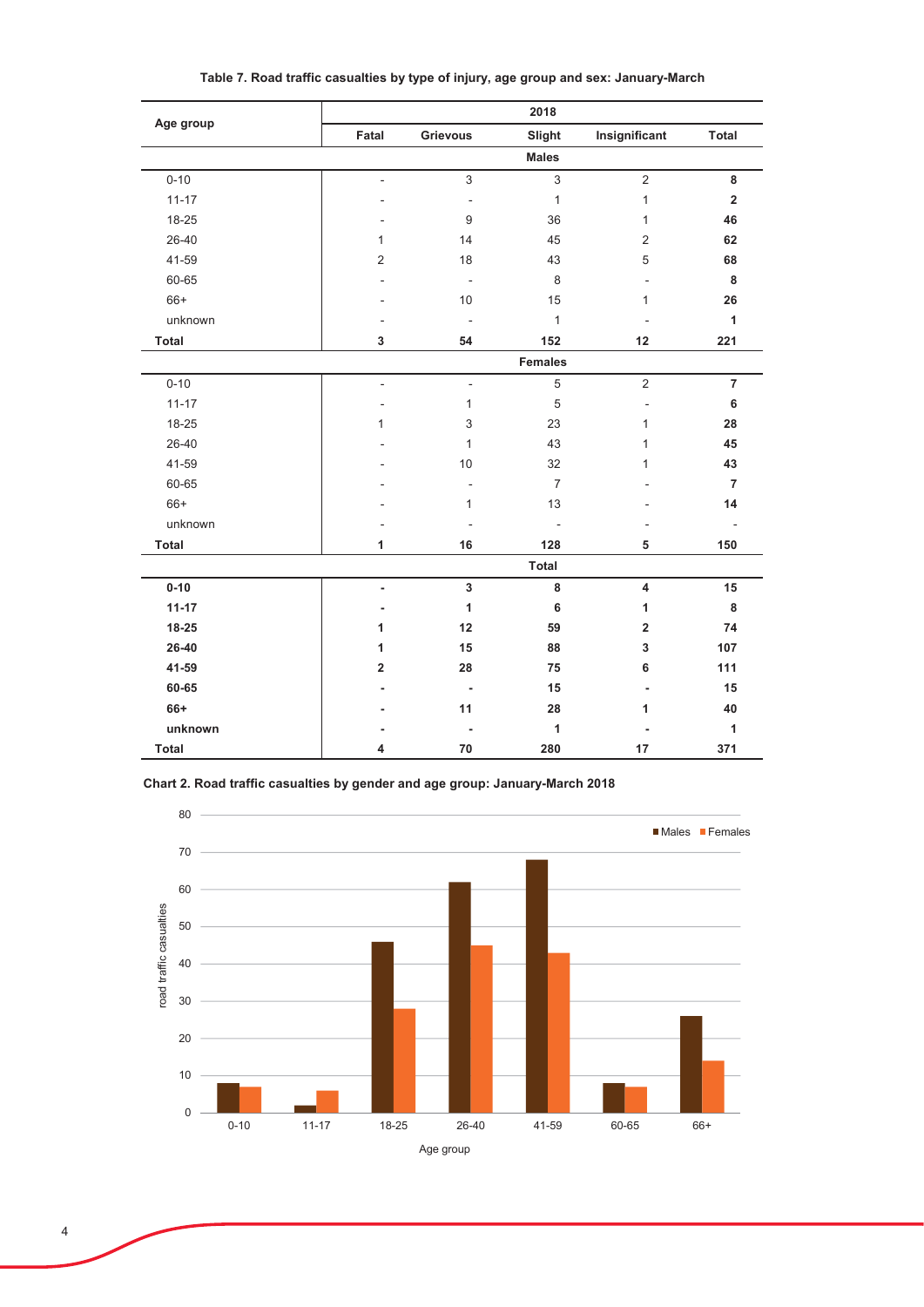**Table 7. Road traffic casualties by type of injury, age group and sex: January-March**

| Age group | 2018 | | | | |
|---|---|---|---|---|---|
| | Fatal | Grievous | Slight | Insignificant | Total |
| | | | **Males** | | |
| 0-10 | - | 3 | 3 | 2 | **8** |
| 11-17 | - | - | 1 | 1 | **2** |
| 18-25 | - | 9 | 36 | 1 | **46** |
| 26-40 | 1 | 14 | 45 | 2 | **62** |
| 41-59 | 2 | 18 | 43 | 5 | **68** |
| 60-65 | - | - | 8 | - | **8** |
| 66+ | - | 10 | 15 | 1 | **26** |
| unknown | - | - | 1 | - | **1** |
| **Total** | **3** | **54** | **152** | **12** | **221** |
| | | | **Females** | | |
| 0-10 | - | - | 5 | 2 | **7** |
| 11-17 | - | 1 | 5 | - | **6** |
| 18-25 | 1 | 3 | 23 | 1 | **28** |
| 26-40 | - | 1 | 43 | 1 | **45** |
| 41-59 | - | 10 | 32 | 1 | **43** |
| 60-65 | - | - | 7 | - | **7** |
| 66+ | - | 1 | 13 | - | **14** |
| unknown | - | - | - | - | **-** |
| **Total** | **1** | **16** | **128** | **5** | **150** |
| | | | **Total** | | |
| **0-10** | **-** | **3** | **8** | **4** | **15** |
| **11-17** | **-** | **1** | **6** | **1** | **8** |
| **18-25** | **1** | **12** | **59** | **2** | **74** |
| **26-40** | **1** | **15** | **88** | **3** | **107** |
| **41-59** | **2** | **28** | **75** | **6** | **111** |
| **60-65** | **-** | **-** | **15** | **-** | **15** |
| **66+** | **-** | **11** | **28** | **1** | **40** |
| **unknown** | **-** | **-** | **1** | **-** | **1** |
| **Total** | **4** | **70** | **280** | **17** | **371** |

**Chart 2. Road traffic casualties by gender and age group: January-March 2018**

| Age group | Males | Females |
|---|---|---|
| 0-10 | 8 | 7 |
| 11-17 | 2 | 6 |
| 18-25 | 46 | 28 |
| 26-40 | 62 | 45 |
| 41-59 | 68 | 43 |
| 60-65 | 8 | 7 |
| 66+ | 26 | 14 |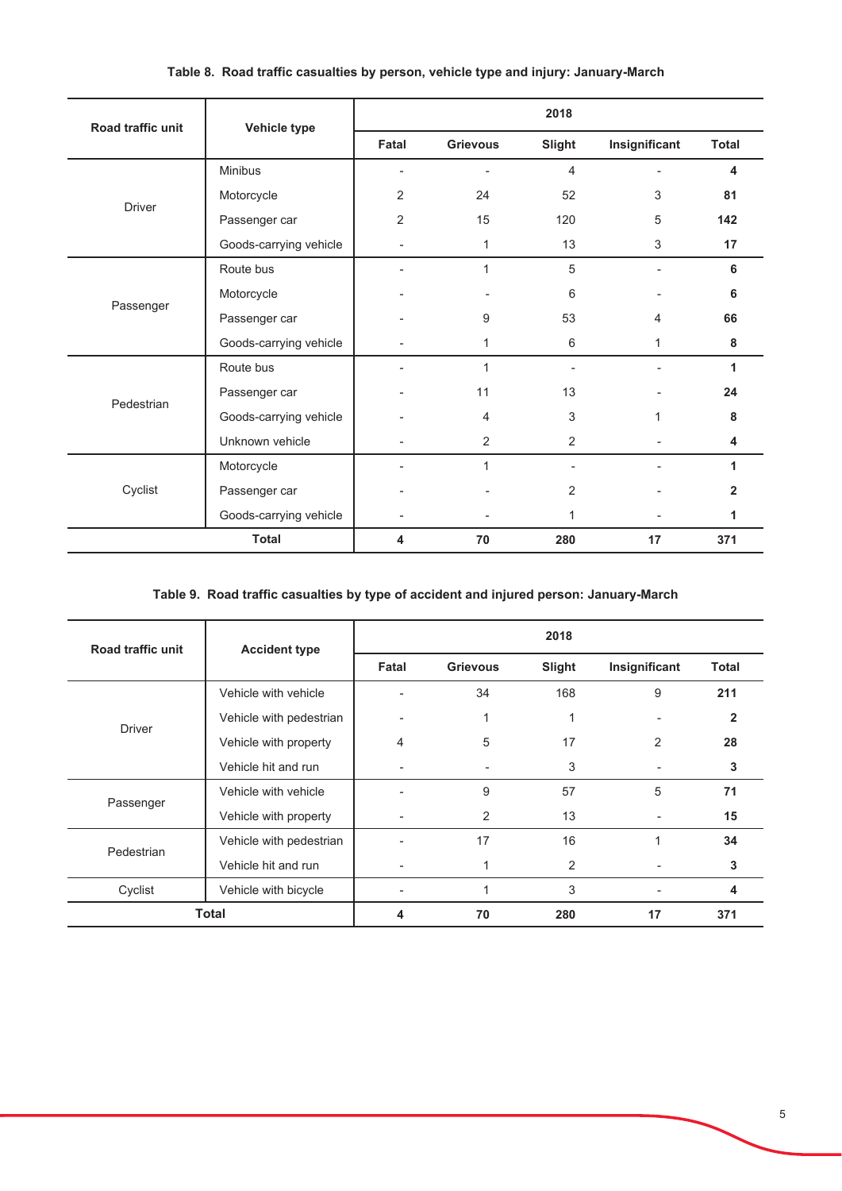**Table 8. Road traffic casualties by person, vehicle type and injury: January-March**

| Road traffic unit | Vehicle type | 2018 | | | | |
|---|---|---|---|---|---|---|
| | | Fatal | Grievous | Slight | Insignificant | Total |
| Driver | Minibus | - | - | 4 | - | **4** |
| | Motorcycle | 2 | 24 | 52 | 3 | **81** |
| | Passenger car | 2 | 15 | 120 | 5 | **142** |
| | Goods-carrying vehicle | - | 1 | 13 | 3 | **17** |
| Passenger | Route bus | - | 1 | 5 | - | **6** |
| | Motorcycle | - | - | 6 | - | **6** |
| | Passenger car | - | 9 | 53 | 4 | **66** |
| | Goods-carrying vehicle | - | 1 | 6 | 1 | **8** |
| Pedestrian | Route bus | - | 1 | - | - | **1** |
| | Passenger car | - | 11 | 13 | - | **24** |
| | Goods-carrying vehicle | - | 4 | 3 | 1 | **8** |
| | Unknown vehicle | - | 2 | 2 | - | **4** |
| Cyclist | Motorcycle | - | 1 | - | - | **1** |
| | Passenger car | - | - | 2 | - | **2** |
| | Goods-carrying vehicle | - | - | 1 | - | **1** |
| **Total** | | **4** | **70** | **280** | **17** | **371** |

**Table 9. Road traffic casualties by type of accident and injured person: January-March**

| Road traffic unit | Accident type | 2018 | | | | |
|---|---|---|---|---|---|---|
| | | Fatal | Grievous | Slight | Insignificant | Total |
| Driver | Vehicle with vehicle | - | 34 | 168 | 9 | **211** |
| | Vehicle with pedestrian | - | 1 | 1 | - | **2** |
| | Vehicle with property | 4 | 5 | 17 | 2 | **28** |
| | Vehicle hit and run | - | - | 3 | - | **3** |
| Passenger | Vehicle with vehicle | - | 9 | 57 | 5 | **71** |
| | Vehicle with property | - | 2 | 13 | - | **15** |
| Pedestrian | Vehicle with pedestrian | - | 17 | 16 | 1 | **34** |
| | Vehicle hit and run | - | 1 | 2 | - | **3** |
| Cyclist | Vehicle with bicycle | - | 1 | 3 | - | **4** |
| **Total** | | **4** | **70** | **280** | **17** | **371** |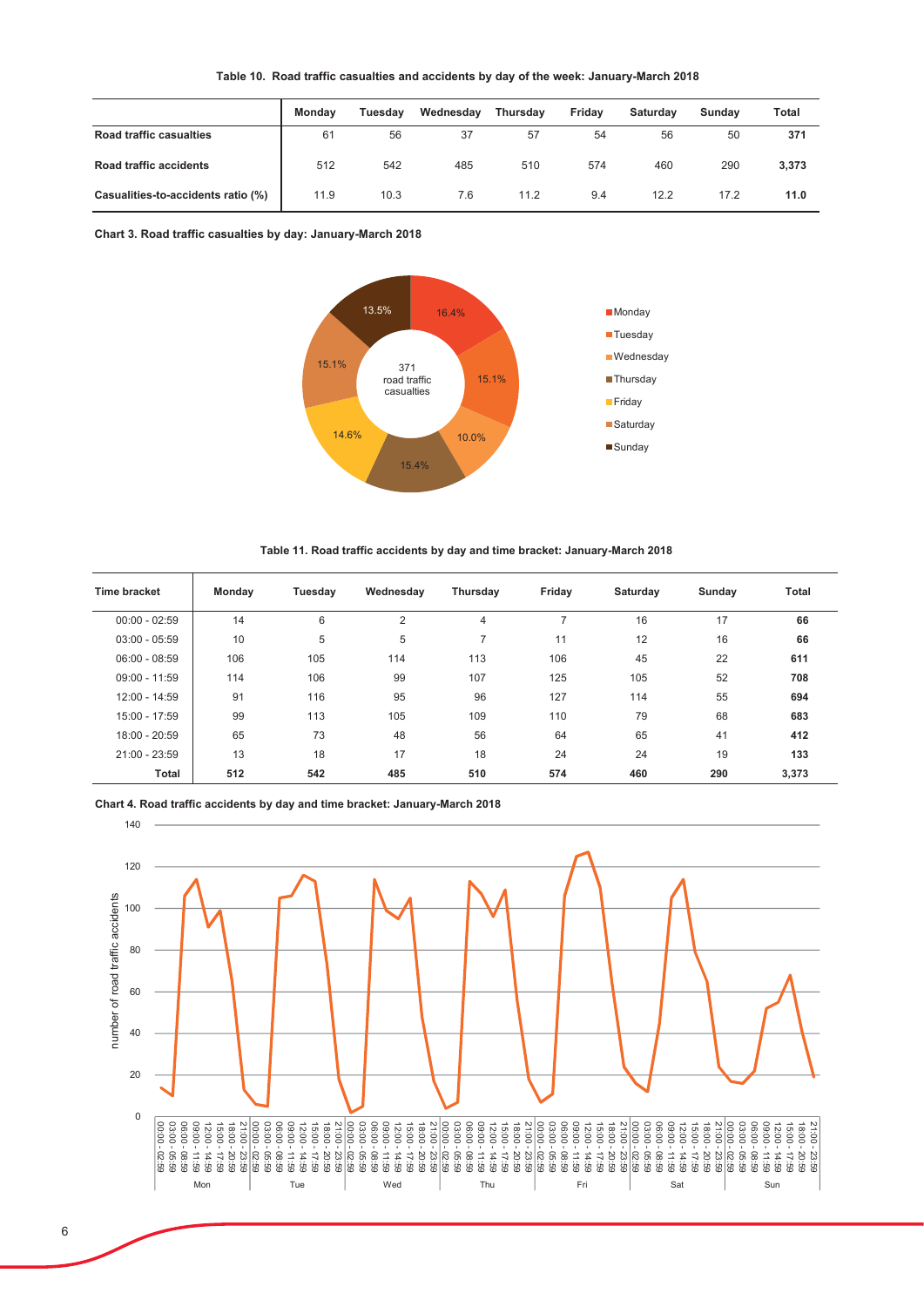**Table 10. Road traffic casualties and accidents by day of the week: January-March 2018**

| | Monday | Tuesday | Wednesday | Thursday | Friday | Saturday | Sunday | Total |
|---|---|---|---|---|---|---|---|---|
| **Road traffic casualties** | 61 | 56 | 37 | 57 | 54 | 56 | 50 | **371** |
| **Road traffic accidents** | 512 | 542 | 485 | 510 | 574 | 460 | 290 | **3,373** |
| **Casualities-to-accidents ratio (%)** | 11.9 | 10.3 | 7.6 | 11.2 | 9.4 | 12.2 | 17.2 | **11.0** |

**Chart 3. Road traffic casualties by day: January-March 2018**

371 road traffic casualties

| Day | Share |
|---|---|
| Monday | 16.4% |
| Tuesday | 15.1% |
| Wednesday | 10.0% |
| Thursday | 15.4% |
| Friday | 14.6% |
| Saturday | 15.1% |
| Sunday | 13.5% |

**Table 11. Road traffic accidents by day and time bracket: January-March 2018**

| Time bracket | Monday | Tuesday | Wednesday | Thursday | Friday | Saturday | Sunday | Total |
|---|---|---|---|---|---|---|---|---|
| 00:00 - 02:59 | 14 | 6 | 2 | 4 | 7 | 16 | 17 | **66** |
| 03:00 - 05:59 | 10 | 5 | 5 | 7 | 11 | 12 | 16 | **66** |
| 06:00 - 08:59 | 106 | 105 | 114 | 113 | 106 | 45 | 22 | **611** |
| 09:00 - 11:59 | 114 | 106 | 99 | 107 | 125 | 105 | 52 | **708** |
| 12:00 - 14:59 | 91 | 116 | 95 | 96 | 127 | 114 | 55 | **694** |
| 15:00 - 17:59 | 99 | 113 | 105 | 109 | 110 | 79 | 68 | **683** |
| 18:00 - 20:59 | 65 | 73 | 48 | 56 | 64 | 65 | 41 | **412** |
| 21:00 - 23:59 | 13 | 18 | 17 | 18 | 24 | 24 | 19 | **133** |
| **Total** | **512** | **542** | **485** | **510** | **574** | **460** | **290** | **3,373** |

**Chart 4. Road traffic accidents by day and time bracket: January-March 2018**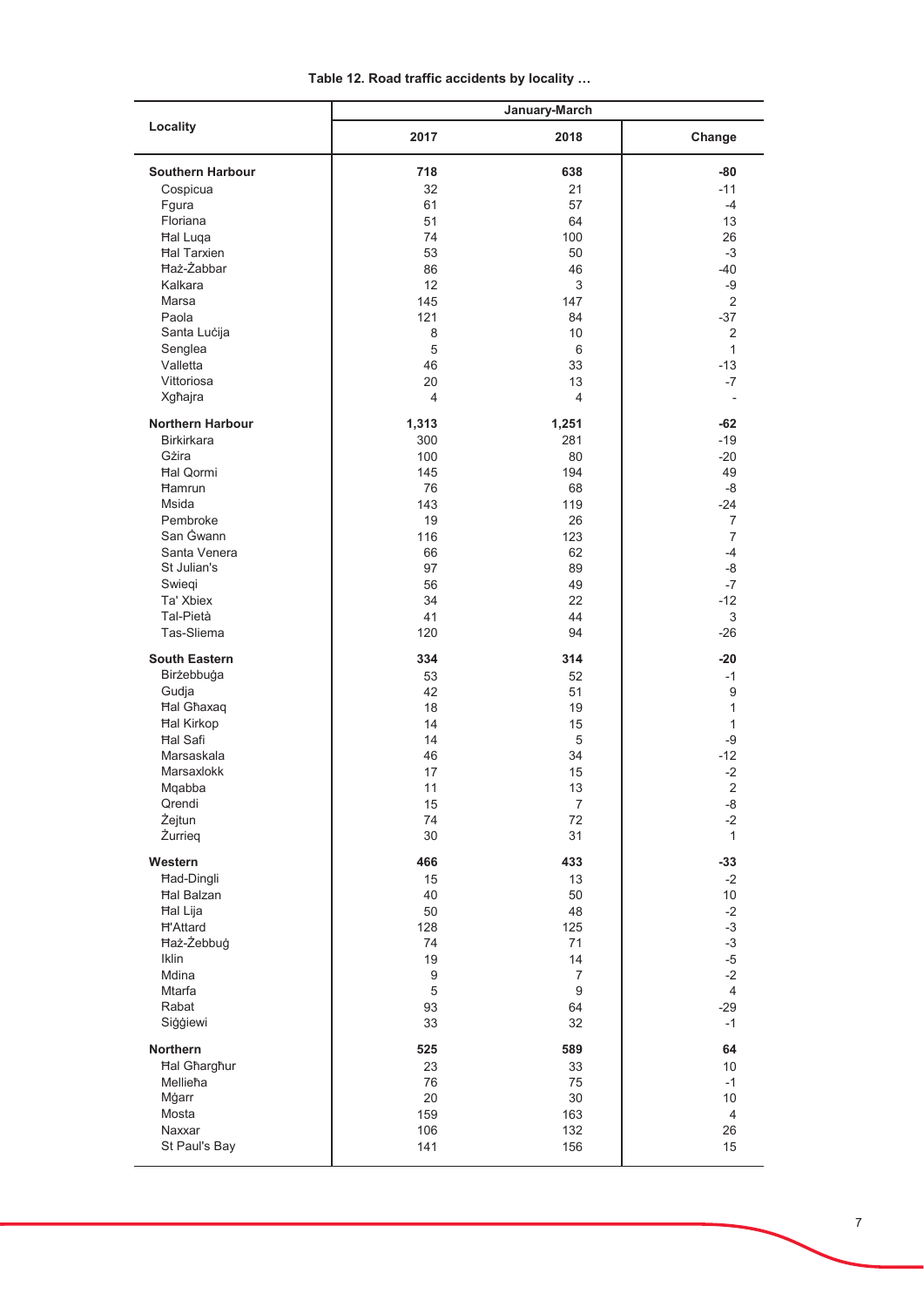**Table 12. Road traffic accidents by locality …**

| Locality | January-March | | |
|---|---|---|---|
| | 2017 | 2018 | Change |
| **Southern Harbour** | **718** | **638** | **-80** |
| Cospicua | 32 | 21 | -11 |
| Fgura | 61 | 57 | -4 |
| Floriana | 51 | 64 | 13 |
| Ħal Luqa | 74 | 100 | 26 |
| Ħal Tarxien | 53 | 50 | -3 |
| Ħaż-Żabbar | 86 | 46 | -40 |
| Kalkara | 12 | 3 | -9 |
| Marsa | 145 | 147 | 2 |
| Paola | 121 | 84 | -37 |
| Santa Luċija | 8 | 10 | 2 |
| Senglea | 5 | 6 | 1 |
| Valletta | 46 | 33 | -13 |
| Vittoriosa | 20 | 13 | -7 |
| Xgħajra | 4 | 4 | - |
| **Northern Harbour** | **1,313** | **1,251** | **-62** |
| Birkirkara | 300 | 281 | -19 |
| Gżira | 100 | 80 | -20 |
| Ħal Qormi | 145 | 194 | 49 |
| Ħamrun | 76 | 68 | -8 |
| Msida | 143 | 119 | -24 |
| Pembroke | 19 | 26 | 7 |
| San Ġwann | 116 | 123 | 7 |
| Santa Venera | 66 | 62 | -4 |
| St Julian's | 97 | 89 | -8 |
| Swieqi | 56 | 49 | -7 |
| Ta' Xbiex | 34 | 22 | -12 |
| Tal-Pietà | 41 | 44 | 3 |
| Tas-Sliema | 120 | 94 | -26 |
| **South Eastern** | **334** | **314** | **-20** |
| Birżebbuġa | 53 | 52 | -1 |
| Gudja | 42 | 51 | 9 |
| Ħal Għaxaq | 18 | 19 | 1 |
| Ħal Kirkop | 14 | 15 | 1 |
| Ħal Safi | 14 | 5 | -9 |
| Marsaskala | 46 | 34 | -12 |
| Marsaxlokk | 17 | 15 | -2 |
| Mqabba | 11 | 13 | 2 |
| Qrendi | 15 | 7 | -8 |
| Żejtun | 74 | 72 | -2 |
| Żurrieq | 30 | 31 | 1 |
| **Western** | **466** | **433** | **-33** |
| Ħad-Dingli | 15 | 13 | -2 |
| Ħal Balzan | 40 | 50 | 10 |
| Ħal Lija | 50 | 48 | -2 |
| Ħ'Attard | 128 | 125 | -3 |
| Ħaż-Żebbuġ | 74 | 71 | -3 |
| Iklin | 19 | 14 | -5 |
| Mdina | 9 | 7 | -2 |
| Mtarfa | 5 | 9 | 4 |
| Rabat | 93 | 64 | -29 |
| Siġġiewi | 33 | 32 | -1 |
| **Northern** | **525** | **589** | **64** |
| Ħal Għargħur | 23 | 33 | 10 |
| Mellieħa | 76 | 75 | -1 |
| Mġarr | 20 | 30 | 10 |
| Mosta | 159 | 163 | 4 |
| Naxxar | 106 | 132 | 26 |
| St Paul's Bay | 141 | 156 | 15 |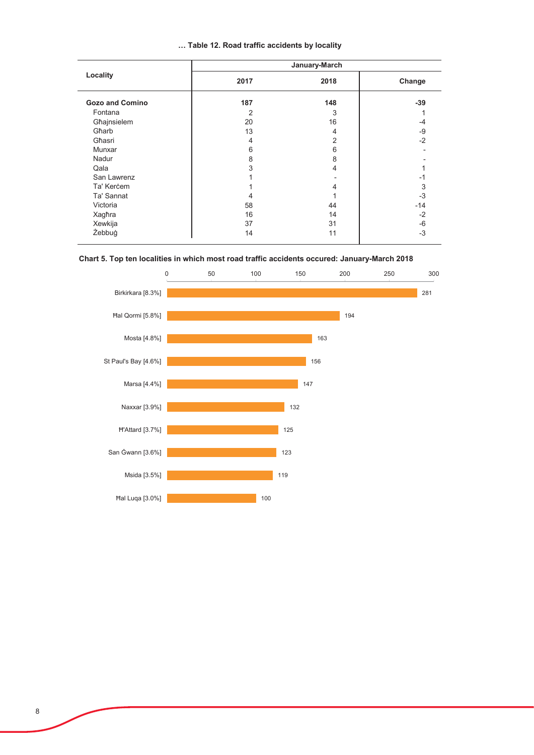**… Table 12. Road traffic accidents by locality**

| Locality | January-March | | |
|---|---|---|---|
| | 2017 | 2018 | Change |
| **Gozo and Comino** | **187** | **148** | **-39** |
| Fontana | 2 | 3 | 1 |
| Għajnsielem | 20 | 16 | -4 |
| Għarb | 13 | 4 | -9 |
| Għasri | 4 | 2 | -2 |
| Munxar | 6 | 6 | - |
| Nadur | 8 | 8 | - |
| Qala | 3 | 4 | 1 |
| San Lawrenz | 1 | - | -1 |
| Ta' Kerċem | 1 | 4 | 3 |
| Ta' Sannat | 4 | 1 | -3 |
| Victoria | 58 | 44 | -14 |
| Xagħra | 16 | 14 | -2 |
| Xewkija | 37 | 31 | -6 |
| Żebbuġ | 14 | 11 | -3 |

**Chart 5. Top ten localities in which most road traffic accidents occured: January-March 2018**

| Locality | Accidents |
|---|---|
| Birkirkara [8.3%] | 281 |
| Ħal Qormi [5.8%] | 194 |
| Mosta [4.8%] | 163 |
| St Paul's Bay [4.6%] | 156 |
| Marsa [4.4%] | 147 |
| Naxxar [3.9%] | 132 |
| Ħ'Attard [3.7%] | 125 |
| San Ġwann [3.6%] | 123 |
| Msida [3.5%] | 119 |
| Ħal Luqa [3.0%] | 100 |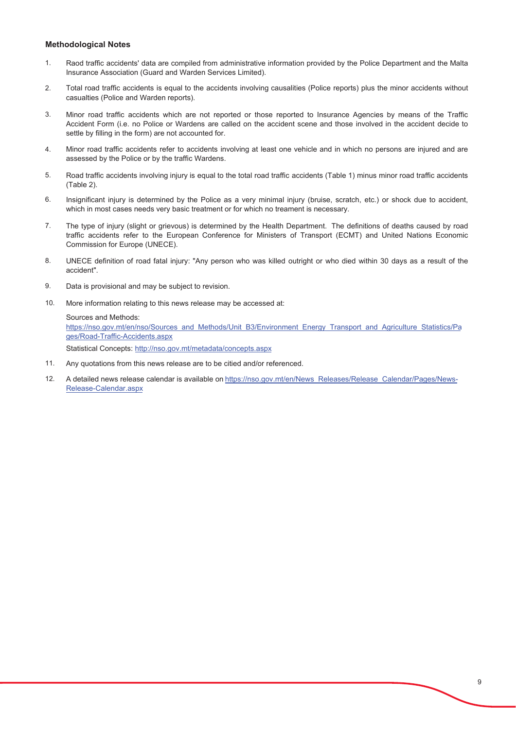### Methodological Notes

1. Raod traffic accidents' data are compiled from administrative information provided by the Police Department and the Malta Insurance Association (Guard and Warden Services Limited).

2. Total road traffic accidents is equal to the accidents involving causalities (Police reports) plus the minor accidents without casualties (Police and Warden reports).

3. Minor road traffic accidents which are not reported or those reported to Insurance Agencies by means of the Traffic Accident Form (i.e. no Police or Wardens are called on the accident scene and those involved in the accident decide to settle by filling in the form) are not accounted for.

4. Minor road traffic accidents refer to accidents involving at least one vehicle and in which no persons are injured and are assessed by the Police or by the traffic Wardens.

5. Road traffic accidents involving injury is equal to the total road traffic accidents (Table 1) minus minor road traffic accidents (Table 2).

6. Insignificant injury is determined by the Police as a very minimal injury (bruise, scratch, etc.) or shock due to accident, which in most cases needs very basic treatment or for which no treament is necessary.

7. The type of injury (slight or grievous) is determined by the Health Department. The definitions of deaths caused by road traffic accidents refer to the European Conference for Ministers of Transport (ECMT) and United Nations Economic Commission for Europe (UNECE).

8. UNECE definition of road fatal injury: "Any person who was killed outright or who died within 30 days as a result of the accident".

9. Data is provisional and may be subject to revision.

10. More information relating to this news release may be accessed at:

    Sources and Methods:
    https://nso.gov.mt/en/nso/Sources_and_Methods/Unit_B3/Environment_Energy_Transport_and_Agriculture_Statistics/Pages/Road-Traffic-Accidents.aspx

    Statistical Concepts: http://nso.gov.mt/metadata/concepts.aspx

11. Any quotations from this news release are to be citied and/or referenced.

12. A detailed news release calendar is available on https://nso.gov.mt/en/News_Releases/Release_Calendar/Pages/News-Release-Calendar.aspx